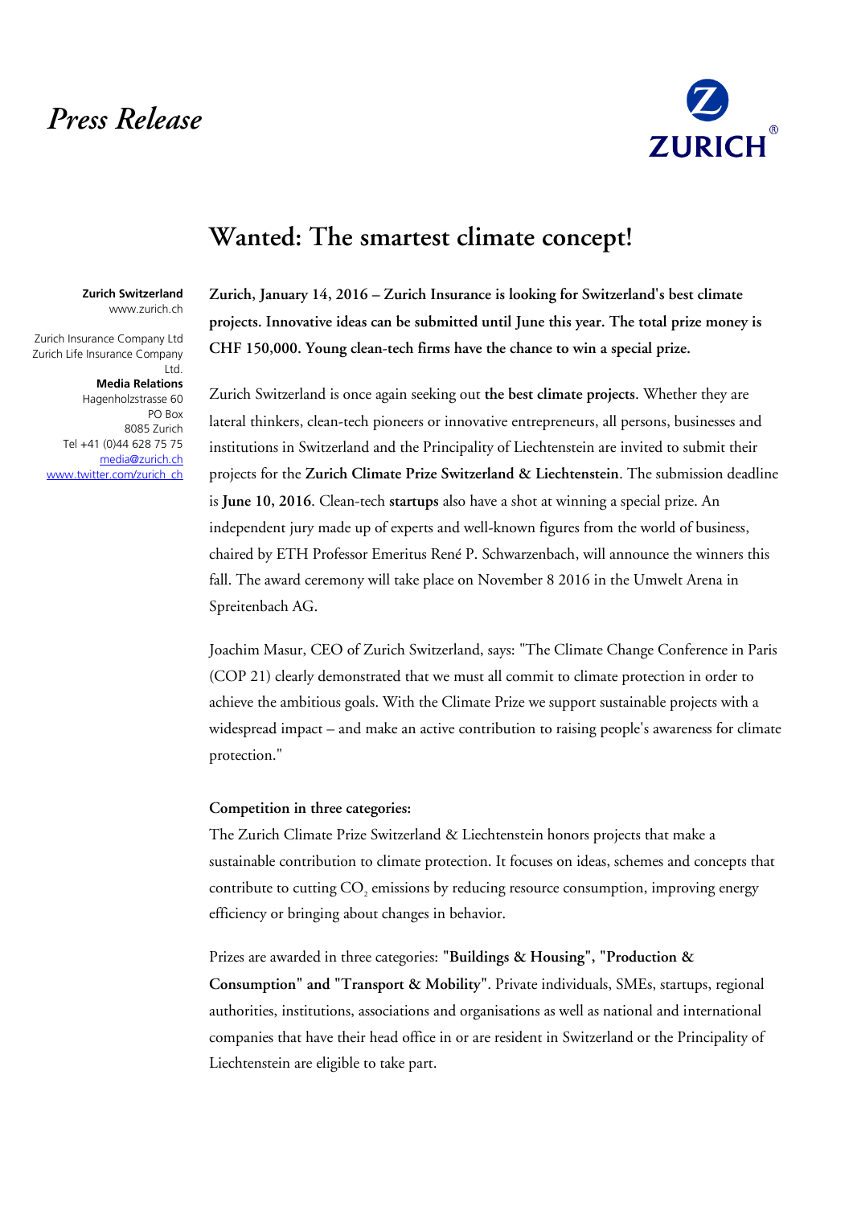*Press Release*

# Wanted: The smartest climate concept!

**Zurich Switzerland**
www.zurich.ch

Zurich Insurance Company Ltd
Zurich Life Insurance Company Ltd.
**Media Relations**
Hagenholzstrasse 60
PO Box
8085 Zurich
Tel +41 (0)44 628 75 75
media@zurich.ch
www.twitter.com/zurich_ch

**Zurich, January 14, 2016 – Zurich Insurance is looking for Switzerland's best climate projects. Innovative ideas can be submitted until June this year. The total prize money is CHF 150,000. Young clean-tech firms have the chance to win a special prize.**

Zurich Switzerland is once again seeking out **the best climate projects**. Whether they are lateral thinkers, clean-tech pioneers or innovative entrepreneurs, all persons, businesses and institutions in Switzerland and the Principality of Liechtenstein are invited to submit their projects for the **Zurich Climate Prize Switzerland & Liechtenstein**. The submission deadline is **June 10, 2016**. Clean-tech **startups** also have a shot at winning a special prize. An independent jury made up of experts and well-known figures from the world of business, chaired by ETH Professor Emeritus René P. Schwarzenbach, will announce the winners this fall. The award ceremony will take place on November 8 2016 in the Umwelt Arena in Spreitenbach AG.

Joachim Masur, CEO of Zurich Switzerland, says: "The Climate Change Conference in Paris (COP 21) clearly demonstrated that we must all commit to climate protection in order to achieve the ambitious goals. With the Climate Prize we support sustainable projects with a widespread impact – and make an active contribution to raising people's awareness for climate protection."

**Competition in three categories:**

The Zurich Climate Prize Switzerland & Liechtenstein honors projects that make a sustainable contribution to climate protection. It focuses on ideas, schemes and concepts that contribute to cutting $CO_2$ emissions by reducing resource consumption, improving energy efficiency or bringing about changes in behavior.

Prizes are awarded in three categories: **"Buildings & Housing", "Production & Consumption" and "Transport & Mobility"**. Private individuals, SMEs, startups, regional authorities, institutions, associations and organisations as well as national and international companies that have their head office in or are resident in Switzerland or the Principality of Liechtenstein are eligible to take part.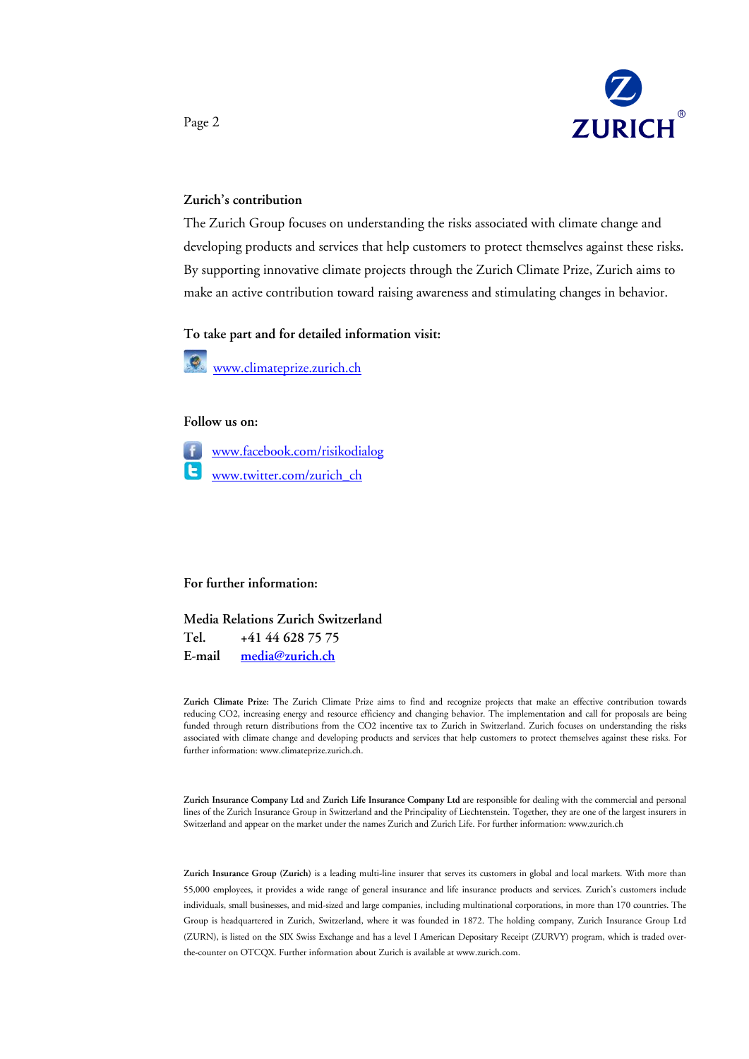## Zurich's contribution

The Zurich Group focuses on understanding the risks associated with climate change and developing products and services that help customers to protect themselves against these risks. By supporting innovative climate projects through the Zurich Climate Prize, Zurich aims to make an active contribution toward raising awareness and stimulating changes in behavior.

**To take part and for detailed information visit:**

www.climateprize.zurich.ch

**Follow us on:**

www.facebook.com/risikodialog
www.twitter.com/zurich_ch

**For further information:**

**Media Relations Zurich Switzerland**
**Tel.** +41 44 628 75 75
**E-mail** media@zurich.ch

**Zurich Climate Prize:** The Zurich Climate Prize aims to find and recognize projects that make an effective contribution towards reducing CO2, increasing energy and resource efficiency and changing behavior. The implementation and call for proposals are being funded through return distributions from the CO2 incentive tax to Zurich in Switzerland. Zurich focuses on understanding the risks associated with climate change and developing products and services that help customers to protect themselves against these risks. For further information: www.climateprize.zurich.ch.

**Zurich Insurance Company Ltd** and **Zurich Life Insurance Company Ltd** are responsible for dealing with the commercial and personal lines of the Zurich Insurance Group in Switzerland and the Principality of Liechtenstein. Together, they are one of the largest insurers in Switzerland and appear on the market under the names Zurich and Zurich Life. For further information: www.zurich.ch

**Zurich Insurance Group** (**Zurich**) is a leading multi-line insurer that serves its customers in global and local markets. With more than 55,000 employees, it provides a wide range of general insurance and life insurance products and services. Zurich's customers include individuals, small businesses, and mid-sized and large companies, including multinational corporations, in more than 170 countries. The Group is headquartered in Zurich, Switzerland, where it was founded in 1872. The holding company, Zurich Insurance Group Ltd (ZURN), is listed on the SIX Swiss Exchange and has a level I American Depositary Receipt (ZURVY) program, which is traded over-the-counter on OTCQX. Further information about Zurich is available at www.zurich.com.